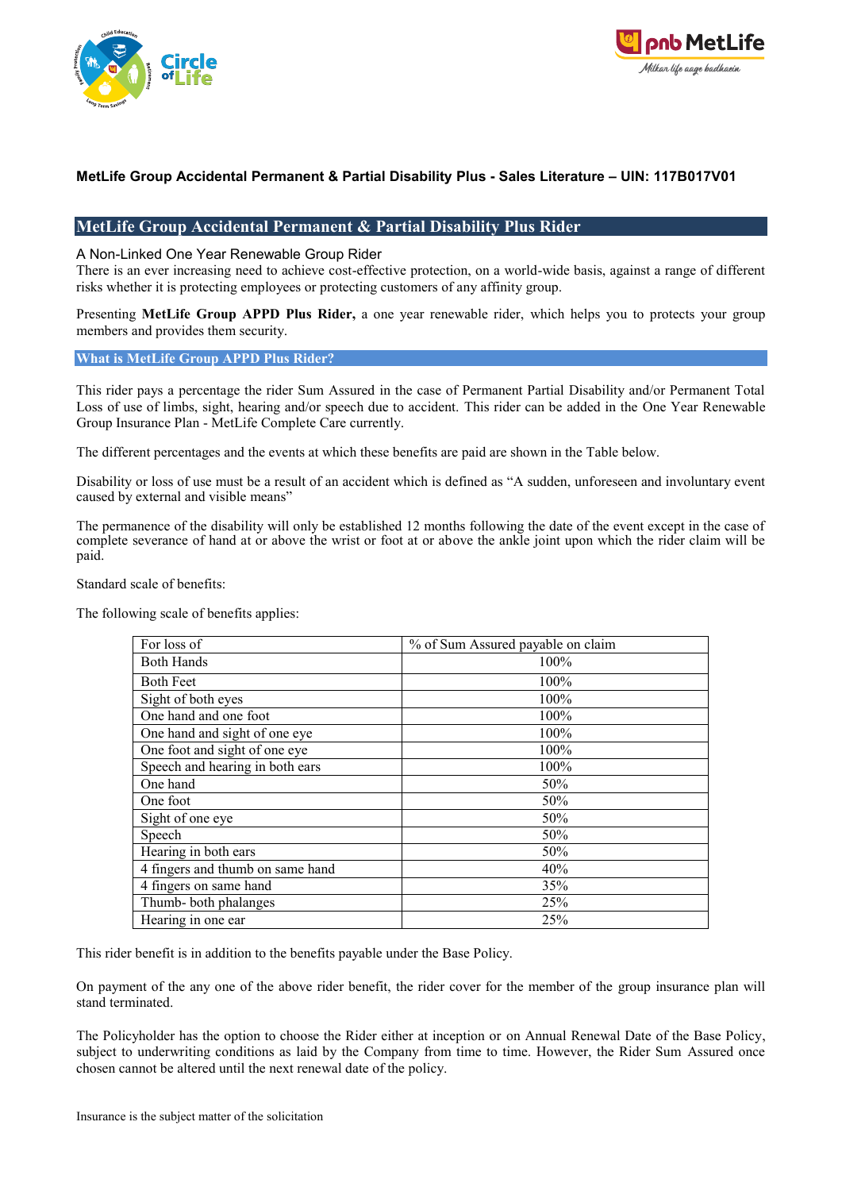**MetLife Group Accidental Permanent & Partial Disability Plus - Sales Literature – UIN: 117B017V01**

## MetLife Group Accidental Permanent & Partial Disability Plus Rider

A Non-Linked One Year Renewable Group Rider

There is an ever increasing need to achieve cost-effective protection, on a world-wide basis, against a range of different risks whether it is protecting employees or protecting customers of any affinity group.

Presenting **MetLife Group APPD Plus Rider,** a one year renewable rider, which helps you to protects your group members and provides them security.

### What is MetLife Group APPD Plus Rider?

This rider pays a percentage the rider Sum Assured in the case of Permanent Partial Disability and/or Permanent Total Loss of use of limbs, sight, hearing and/or speech due to accident. This rider can be added in the One Year Renewable Group Insurance Plan - MetLife Complete Care currently.

The different percentages and the events at which these benefits are paid are shown in the Table below.

Disability or loss of use must be a result of an accident which is defined as "A sudden, unforeseen and involuntary event caused by external and visible means"

The permanence of the disability will only be established 12 months following the date of the event except in the case of complete severance of hand at or above the wrist or foot at or above the ankle joint upon which the rider claim will be paid.

Standard scale of benefits:

The following scale of benefits applies:

| For loss of | % of Sum Assured payable on claim |
|---|---|
| Both Hands | 100% |
| Both Feet | 100% |
| Sight of both eyes | 100% |
| One hand and one foot | 100% |
| One hand and sight of one eye | 100% |
| One foot and sight of one eye | 100% |
| Speech and hearing in both ears | 100% |
| One hand | 50% |
| One foot | 50% |
| Sight of one eye | 50% |
| Speech | 50% |
| Hearing in both ears | 50% |
| 4 fingers and thumb on same hand | 40% |
| 4 fingers on same hand | 35% |
| Thumb- both phalanges | 25% |
| Hearing in one ear | 25% |

This rider benefit is in addition to the benefits payable under the Base Policy.

On payment of the any one of the above rider benefit, the rider cover for the member of the group insurance plan will stand terminated.

The Policyholder has the option to choose the Rider either at inception or on Annual Renewal Date of the Base Policy, subject to underwriting conditions as laid by the Company from time to time. However, the Rider Sum Assured once chosen cannot be altered until the next renewal date of the policy.

Insurance is the subject matter of the solicitation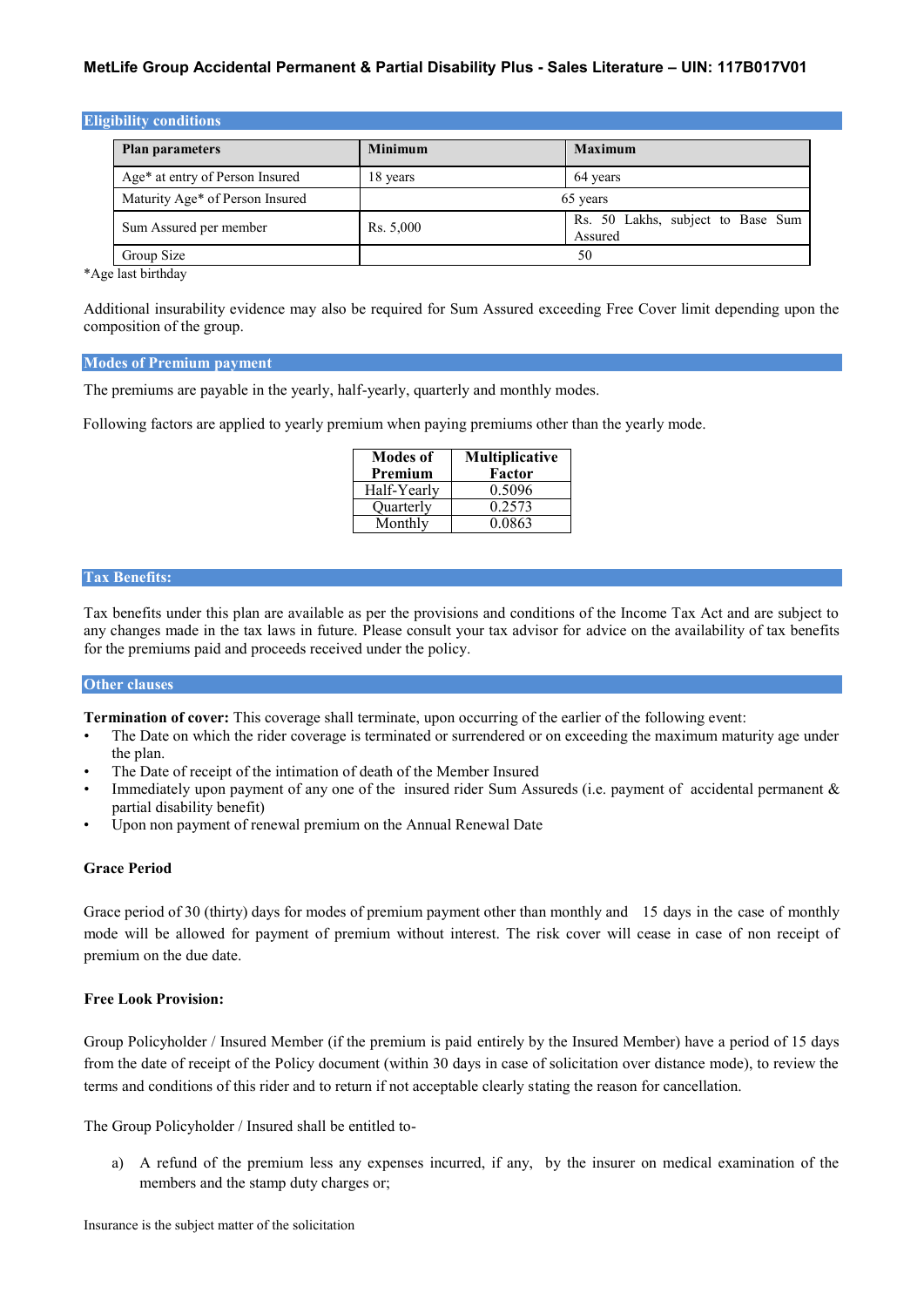## Eligibility conditions

| Plan parameters | Minimum | Maximum |
|---|---|---|
| Age* at entry of Person Insured | 18 years | 64 years |
| Maturity Age* of Person Insured | 65 years | |
| Sum Assured per member | Rs. 5,000 | Rs. 50 Lakhs, subject to Base Sum Assured |
| Group Size | 50 | |

*Age last birthday

Additional insurability evidence may also be required for Sum Assured exceeding Free Cover limit depending upon the composition of the group.

## Modes of Premium payment

The premiums are payable in the yearly, half-yearly, quarterly and monthly modes.

Following factors are applied to yearly premium when paying premiums other than the yearly mode.

| Modes of Premium | Multiplicative Factor |
|---|---|
| Half-Yearly | 0.5096 |
| Quarterly | 0.2573 |
| Monthly | 0.0863 |

## Tax Benefits:

Tax benefits under this plan are available as per the provisions and conditions of the Income Tax Act and are subject to any changes made in the tax laws in future. Please consult your tax advisor for advice on the availability of tax benefits for the premiums paid and proceeds received under the policy.

## Other clauses

**Termination of cover:** This coverage shall terminate, upon occurring of the earlier of the following event:

- The Date on which the rider coverage is terminated or surrendered or on exceeding the maximum maturity age under the plan.
- The Date of receipt of the intimation of death of the Member Insured
- Immediately upon payment of any one of the insured rider Sum Assureds (i.e. payment of accidental permanent & partial disability benefit)
- Upon non payment of renewal premium on the Annual Renewal Date

**Grace Period**

Grace period of 30 (thirty) days for modes of premium payment other than monthly and 15 days in the case of monthly mode will be allowed for payment of premium without interest. The risk cover will cease in case of non receipt of premium on the due date.

**Free Look Provision:**

Group Policyholder / Insured Member (if the premium is paid entirely by the Insured Member) have a period of 15 days from the date of receipt of the Policy document (within 30 days in case of solicitation over distance mode), to review the terms and conditions of this rider and to return if not acceptable clearly stating the reason for cancellation.

The Group Policyholder / Insured shall be entitled to-

a) A refund of the premium less any expenses incurred, if any, by the insurer on medical examination of the members and the stamp duty charges or;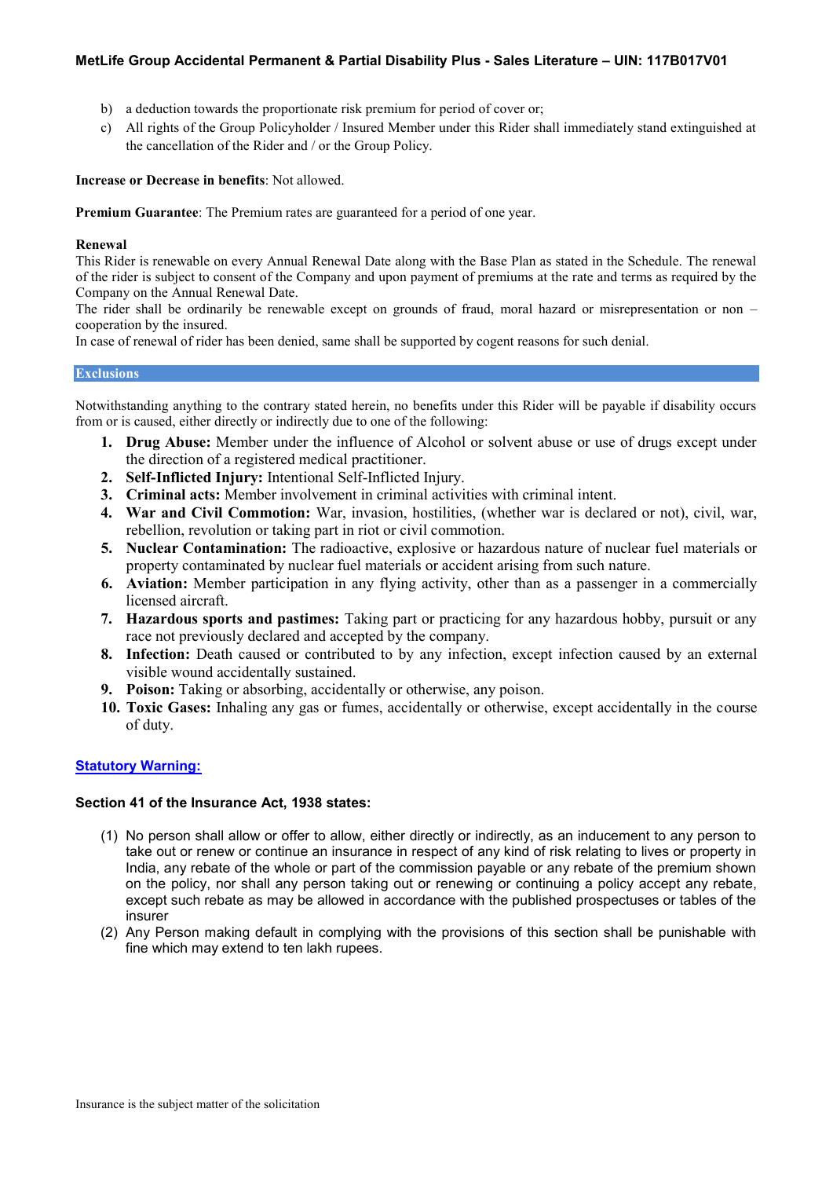b) a deduction towards the proportionate risk premium for period of cover or;
c) All rights of the Group Policyholder / Insured Member under this Rider shall immediately stand extinguished at the cancellation of the Rider and / or the Group Policy.

**Increase or Decrease in benefits**: Not allowed.

**Premium Guarantee**: The Premium rates are guaranteed for a period of one year.

**Renewal**

This Rider is renewable on every Annual Renewal Date along with the Base Plan as stated in the Schedule. The renewal of the rider is subject to consent of the Company and upon payment of premiums at the rate and terms as required by the Company on the Annual Renewal Date.

The rider shall be ordinarily be renewable except on grounds of fraud, moral hazard or misrepresentation or non – cooperation by the insured.

In case of renewal of rider has been denied, same shall be supported by cogent reasons for such denial.

## Exclusions

Notwithstanding anything to the contrary stated herein, no benefits under this Rider will be payable if disability occurs from or is caused, either directly or indirectly due to one of the following:

1. **Drug Abuse:** Member under the influence of Alcohol or solvent abuse or use of drugs except under the direction of a registered medical practitioner.
2. **Self-Inflicted Injury:** Intentional Self-Inflicted Injury.
3. **Criminal acts:** Member involvement in criminal activities with criminal intent.
4. **War and Civil Commotion:** War, invasion, hostilities, (whether war is declared or not), civil, war, rebellion, revolution or taking part in riot or civil commotion.
5. **Nuclear Contamination:** The radioactive, explosive or hazardous nature of nuclear fuel materials or property contaminated by nuclear fuel materials or accident arising from such nature.
6. **Aviation:** Member participation in any flying activity, other than as a passenger in a commercially licensed aircraft.
7. **Hazardous sports and pastimes:** Taking part or practicing for any hazardous hobby, pursuit or any race not previously declared and accepted by the company.
8. **Infection:** Death caused or contributed to by any infection, except infection caused by an external visible wound accidentally sustained.
9. **Poison:** Taking or absorbing, accidentally or otherwise, any poison.
10. **Toxic Gases:** Inhaling any gas or fumes, accidentally or otherwise, except accidentally in the course of duty.

**Statutory Warning:**

**Section 41 of the Insurance Act, 1938 states:**

(1) No person shall allow or offer to allow, either directly or indirectly, as an inducement to any person to take out or renew or continue an insurance in respect of any kind of risk relating to lives or property in India, any rebate of the whole or part of the commission payable or any rebate of the premium shown on the policy, nor shall any person taking out or renewing or continuing a policy accept any rebate, except such rebate as may be allowed in accordance with the published prospectuses or tables of the insurer

(2) Any Person making default in complying with the provisions of this section shall be punishable with fine which may extend to ten lakh rupees.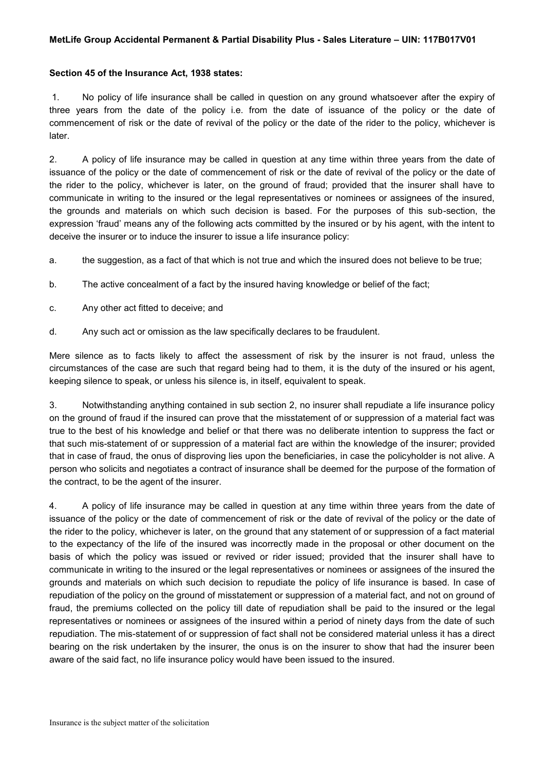**Section 45 of the Insurance Act, 1938 states:**

1. No policy of life insurance shall be called in question on any ground whatsoever after the expiry of three years from the date of the policy i.e. from the date of issuance of the policy or the date of commencement of risk or the date of revival of the policy or the date of the rider to the policy, whichever is later.

2. A policy of life insurance may be called in question at any time within three years from the date of issuance of the policy or the date of commencement of risk or the date of revival of the policy or the date of the rider to the policy, whichever is later, on the ground of fraud; provided that the insurer shall have to communicate in writing to the insured or the legal representatives or nominees or assignees of the insured, the grounds and materials on which such decision is based. For the purposes of this sub-section, the expression 'fraud' means any of the following acts committed by the insured or by his agent, with the intent to deceive the insurer or to induce the insurer to issue a life insurance policy:

   a. the suggestion, as a fact of that which is not true and which the insured does not believe to be true;

   b. The active concealment of a fact by the insured having knowledge or belief of the fact;

   c. Any other act fitted to deceive; and

   d. Any such act or omission as the law specifically declares to be fraudulent.

Mere silence as to facts likely to affect the assessment of risk by the insurer is not fraud, unless the circumstances of the case are such that regard being had to them, it is the duty of the insured or his agent, keeping silence to speak, or unless his silence is, in itself, equivalent to speak.

3. Notwithstanding anything contained in sub section 2, no insurer shall repudiate a life insurance policy on the ground of fraud if the insured can prove that the misstatement of or suppression of a material fact was true to the best of his knowledge and belief or that there was no deliberate intention to suppress the fact or that such mis-statement of or suppression of a material fact are within the knowledge of the insurer; provided that in case of fraud, the onus of disproving lies upon the beneficiaries, in case the policyholder is not alive. A person who solicits and negotiates a contract of insurance shall be deemed for the purpose of the formation of the contract, to be the agent of the insurer.

4. A policy of life insurance may be called in question at any time within three years from the date of issuance of the policy or the date of commencement of risk or the date of revival of the policy or the date of the rider to the policy, whichever is later, on the ground that any statement of or suppression of a fact material to the expectancy of the life of the insured was incorrectly made in the proposal or other document on the basis of which the policy was issued or revived or rider issued; provided that the insurer shall have to communicate in writing to the insured or the legal representatives or nominees or assignees of the insured the grounds and materials on which such decision to repudiate the policy of life insurance is based. In case of repudiation of the policy on the ground of misstatement or suppression of a material fact, and not on ground of fraud, the premiums collected on the policy till date of repudiation shall be paid to the insured or the legal representatives or nominees or assignees of the insured within a period of ninety days from the date of such repudiation. The mis-statement of or suppression of fact shall not be considered material unless it has a direct bearing on the risk undertaken by the insurer, the onus is on the insurer to show that had the insurer been aware of the said fact, no life insurance policy would have been issued to the insured.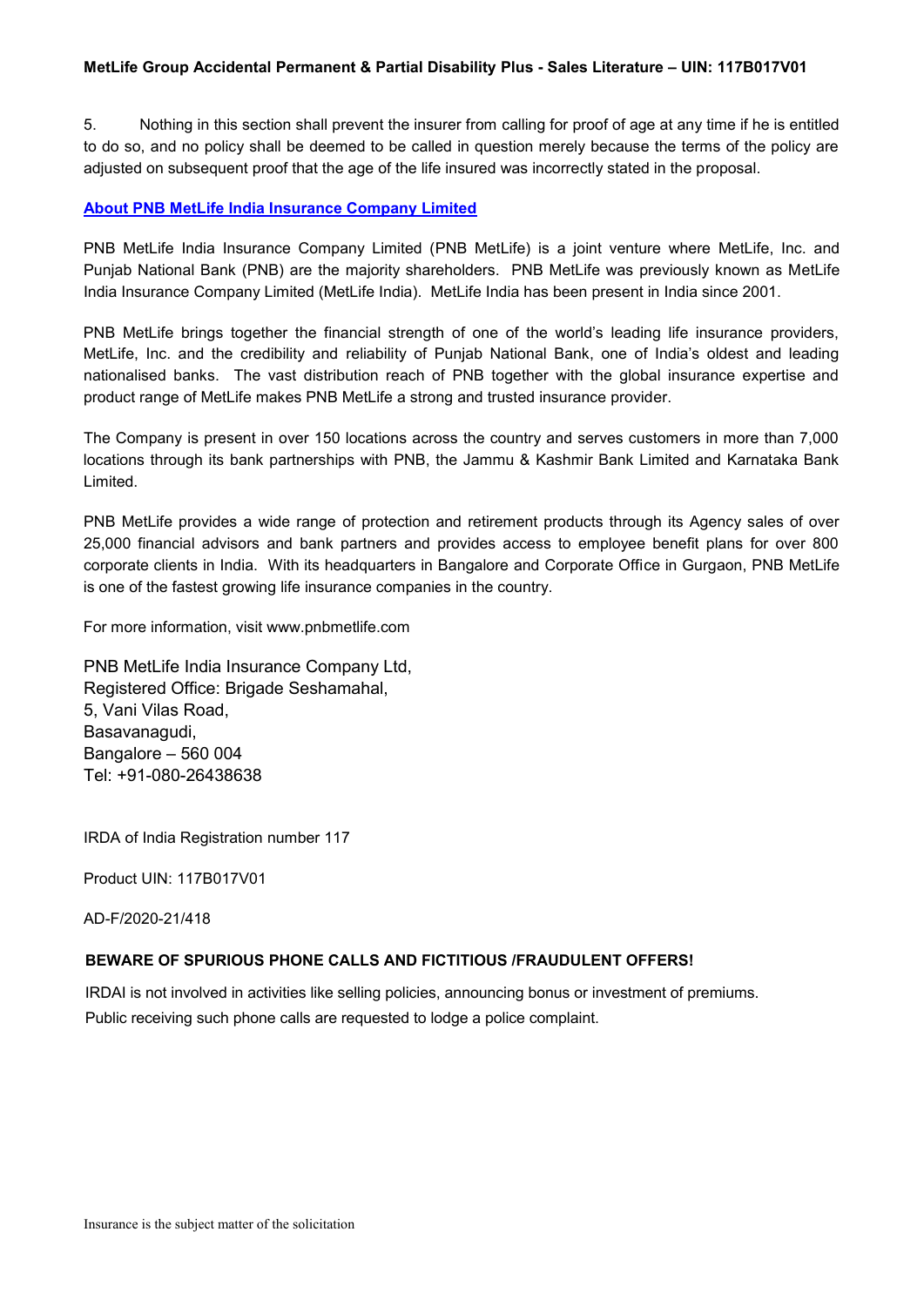5. Nothing in this section shall prevent the insurer from calling for proof of age at any time if he is entitled to do so, and no policy shall be deemed to be called in question merely because the terms of the policy are adjusted on subsequent proof that the age of the life insured was incorrectly stated in the proposal.

## About PNB MetLife India Insurance Company Limited

PNB MetLife India Insurance Company Limited (PNB MetLife) is a joint venture where MetLife, Inc. and Punjab National Bank (PNB) are the majority shareholders. PNB MetLife was previously known as MetLife India Insurance Company Limited (MetLife India). MetLife India has been present in India since 2001.

PNB MetLife brings together the financial strength of one of the world's leading life insurance providers, MetLife, Inc. and the credibility and reliability of Punjab National Bank, one of India's oldest and leading nationalised banks. The vast distribution reach of PNB together with the global insurance expertise and product range of MetLife makes PNB MetLife a strong and trusted insurance provider.

The Company is present in over 150 locations across the country and serves customers in more than 7,000 locations through its bank partnerships with PNB, the Jammu & Kashmir Bank Limited and Karnataka Bank Limited.

PNB MetLife provides a wide range of protection and retirement products through its Agency sales of over 25,000 financial advisors and bank partners and provides access to employee benefit plans for over 800 corporate clients in India. With its headquarters in Bangalore and Corporate Office in Gurgaon, PNB MetLife is one of the fastest growing life insurance companies in the country.

For more information, visit www.pnbmetlife.com

PNB MetLife India Insurance Company Ltd,
Registered Office: Brigade Seshamahal,
5, Vani Vilas Road,
Basavanagudi,
Bangalore – 560 004
Tel: +91-080-26438638

IRDA of India Registration number 117

Product UIN: 117B017V01

AD-F/2020-21/418

**BEWARE OF SPURIOUS PHONE CALLS AND FICTITIOUS /FRAUDULENT OFFERS!**

IRDAI is not involved in activities like selling policies, announcing bonus or investment of premiums.
Public receiving such phone calls are requested to lodge a police complaint.

Insurance is the subject matter of the solicitation